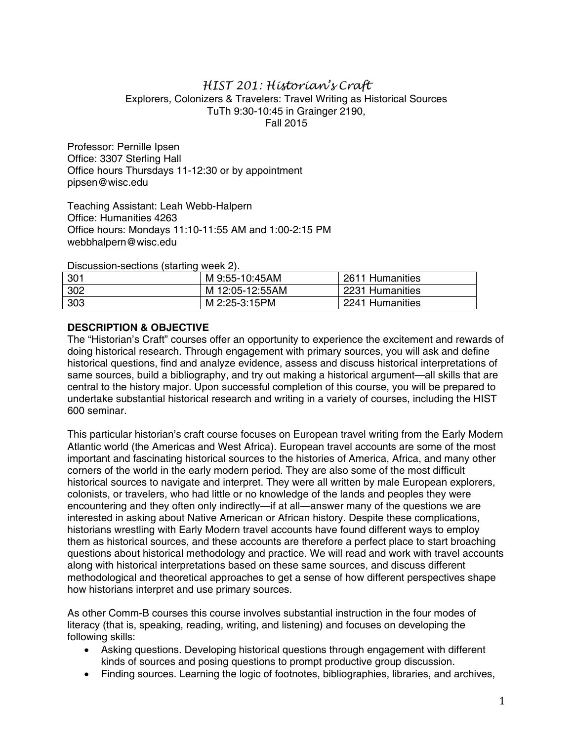# *HIST 201: Historian's Craft*

Explorers, Colonizers & Travelers: Travel Writing as Historical Sources
TuTh 9:30-10:45 in Grainger 2190,
Fall 2015

Professor: Pernille Ipsen
Office: 3307 Sterling Hall
Office hours Thursdays 11-12:30 or by appointment
pipsen@wisc.edu

Teaching Assistant: Leah Webb-Halpern
Office: Humanities 4263
Office hours: Mondays 11:10-11:55 AM and 1:00-2:15 PM
webbhalpern@wisc.edu

Discussion-sections (starting week 2).

| 301 | M 9:55-10:45AM | 2611 Humanities |
|---|---|---|
| 302 | M 12:05-12:55AM | 2231 Humanities |
| 303 | M 2:25-3:15PM | 2241 Humanities |

**DESCRIPTION & OBJECTIVE**

The "Historian's Craft" courses offer an opportunity to experience the excitement and rewards of doing historical research. Through engagement with primary sources, you will ask and define historical questions, find and analyze evidence, assess and discuss historical interpretations of same sources, build a bibliography, and try out making a historical argument—all skills that are central to the history major. Upon successful completion of this course, you will be prepared to undertake substantial historical research and writing in a variety of courses, including the HIST 600 seminar.

This particular historian's craft course focuses on European travel writing from the Early Modern Atlantic world (the Americas and West Africa). European travel accounts are some of the most important and fascinating historical sources to the histories of America, Africa, and many other corners of the world in the early modern period. They are also some of the most difficult historical sources to navigate and interpret. They were all written by male European explorers, colonists, or travelers, who had little or no knowledge of the lands and peoples they were encountering and they often only indirectly—if at all—answer many of the questions we are interested in asking about Native American or African history. Despite these complications, historians wrestling with Early Modern travel accounts have found different ways to employ them as historical sources, and these accounts are therefore a perfect place to start broaching questions about historical methodology and practice. We will read and work with travel accounts along with historical interpretations based on these same sources, and discuss different methodological and theoretical approaches to get a sense of how different perspectives shape how historians interpret and use primary sources.

As other Comm-B courses this course involves substantial instruction in the four modes of literacy (that is, speaking, reading, writing, and listening) and focuses on developing the following skills:

- Asking questions. Developing historical questions through engagement with different kinds of sources and posing questions to prompt productive group discussion.
- Finding sources. Learning the logic of footnotes, bibliographies, libraries, and archives,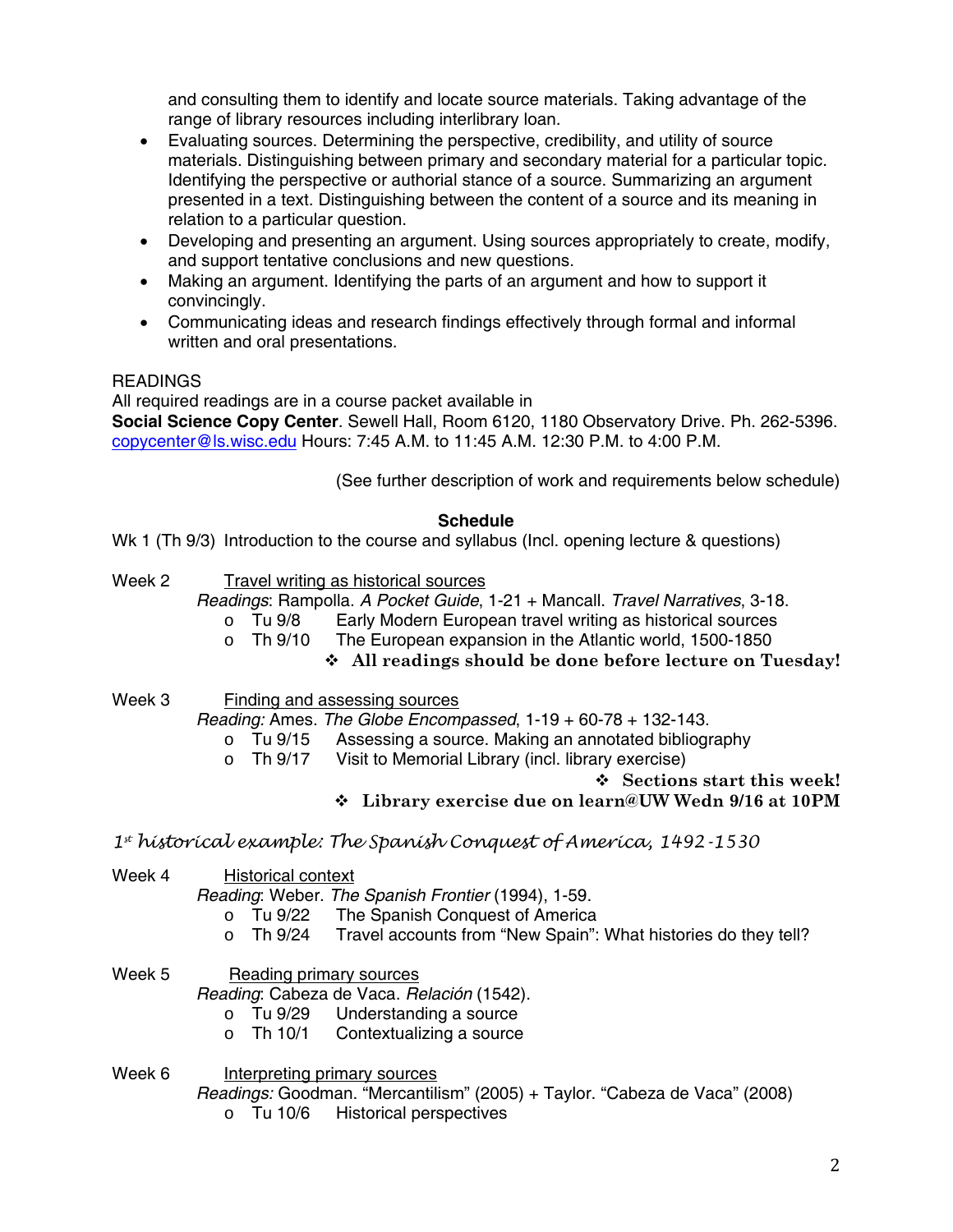and consulting them to identify and locate source materials. Taking advantage of the range of library resources including interlibrary loan.

- Evaluating sources. Determining the perspective, credibility, and utility of source materials. Distinguishing between primary and secondary material for a particular topic. Identifying the perspective or authorial stance of a source. Summarizing an argument presented in a text. Distinguishing between the content of a source and its meaning in relation to a particular question.
- Developing and presenting an argument. Using sources appropriately to create, modify, and support tentative conclusions and new questions.
- Making an argument. Identifying the parts of an argument and how to support it convincingly.
- Communicating ideas and research findings effectively through formal and informal written and oral presentations.

READINGS

All required readings are in a course packet available in
**Social Science Copy Center**. Sewell Hall, Room 6120, 1180 Observatory Drive. Ph. 262-5396. copycenter@ls.wisc.edu Hours: 7:45 A.M. to 11:45 A.M. 12:30 P.M. to 4:00 P.M.

(See further description of work and requirements below schedule)

**Schedule**

Wk 1 (Th 9/3) Introduction to the course and syllabus (Incl. opening lecture & questions)

Week 2 Travel writing as historical sources

*Readings*: Rampolla. *A Pocket Guide*, 1-21 + Mancall. *Travel Narratives*, 3-18.

- Tu 9/8 Early Modern European travel writing as historical sources
- Th 9/10 The European expansion in the Atlantic world, 1500-1850

❖ **All readings should be done before lecture on Tuesday!**

Week 3 Finding and assessing sources

*Reading:* Ames. *The Globe Encompassed*, 1-19 + 60-78 + 132-143.

- Tu 9/15 Assessing a source. Making an annotated bibliography
- Th 9/17 Visit to Memorial Library (incl. library exercise)

❖ **Sections start this week!**

❖ **Library exercise due on learn@UW Wedn 9/16 at 10PM**

*1st historical example: The Spanish Conquest of America, 1492-1530*

Week 4 Historical context

*Reading*: Weber. *The Spanish Frontier* (1994), 1-59.

- Tu 9/22 The Spanish Conquest of America
- Th 9/24 Travel accounts from "New Spain": What histories do they tell?

Week 5 Reading primary sources

*Reading*: Cabeza de Vaca. *Relación* (1542).

- Tu 9/29 Understanding a source
- Th 10/1 Contextualizing a source

Week 6 Interpreting primary sources

*Readings:* Goodman. "Mercantilism" (2005) + Taylor. "Cabeza de Vaca" (2008)

- Tu 10/6 Historical perspectives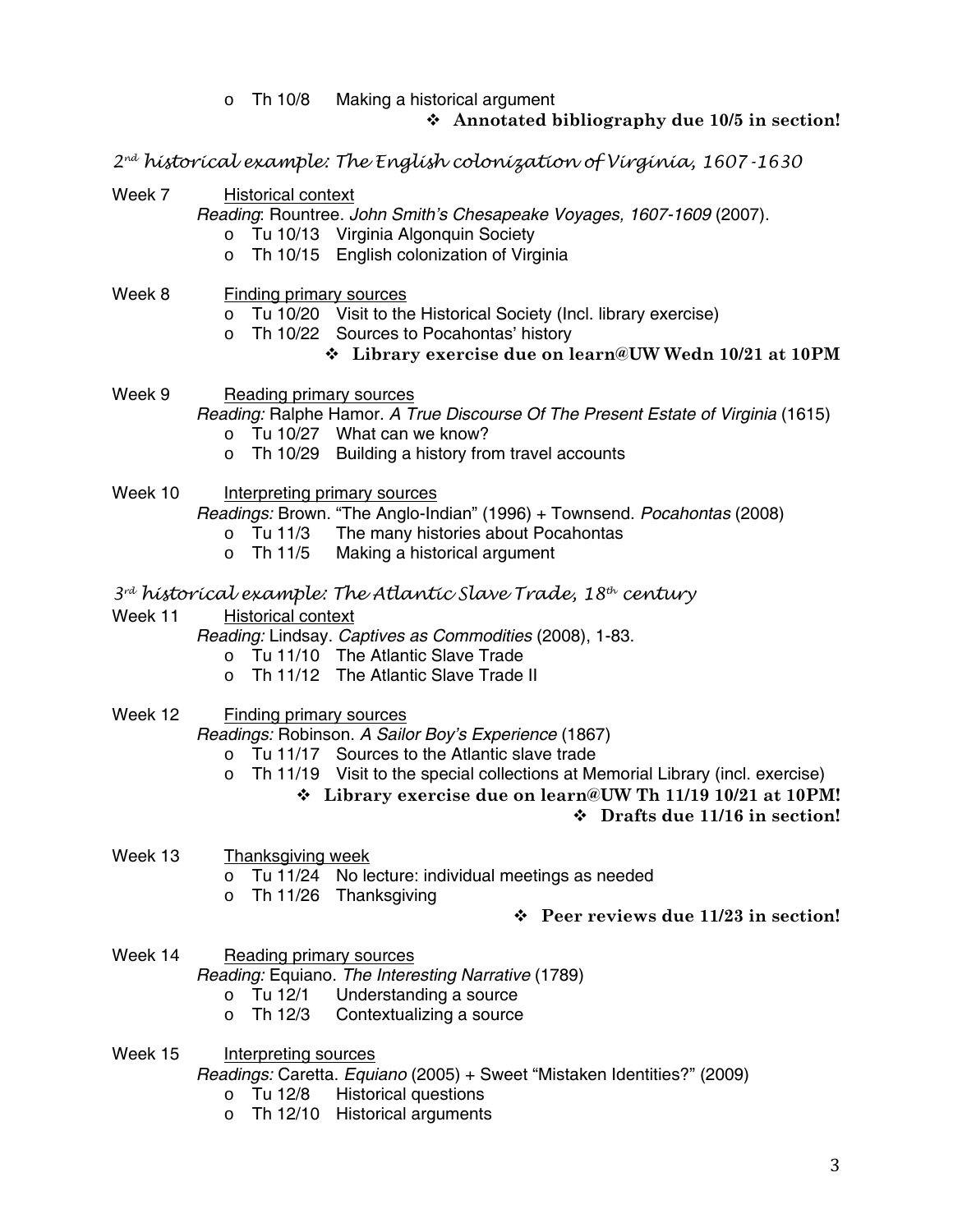- Th 10/8 Making a historical argument

❖ **Annotated bibliography due 10/5 in section!**

### *2nd historical example: The English colonization of Virginia, 1607-1630*

Week 7 Historical context

*Reading*: Rountree. *John Smith's Chesapeake Voyages, 1607-1609* (2007).

- Tu 10/13 Virginia Algonquin Society
- Th 10/15 English colonization of Virginia

Week 8 Finding primary sources

- Tu 10/20 Visit to the Historical Society (Incl. library exercise)
- Th 10/22 Sources to Pocahontas' history

❖ **Library exercise due on learn@UW Wedn 10/21 at 10PM**

Week 9 Reading primary sources

*Reading:* Ralphe Hamor. *A True Discourse Of The Present Estate of Virginia* (1615)

- Tu 10/27 What can we know?
- Th 10/29 Building a history from travel accounts

Week 10 Interpreting primary sources

*Readings:* Brown. "The Anglo-Indian" (1996) + Townsend. *Pocahontas* (2008)

- Tu 11/3 The many histories about Pocahontas
- Th 11/5 Making a historical argument

### *3rd historical example: The Atlantic Slave Trade, 18th century*

Week 11 Historical context

*Reading:* Lindsay. *Captives as Commodities* (2008), 1-83.

- Tu 11/10 The Atlantic Slave Trade
- Th 11/12 The Atlantic Slave Trade II

Week 12 Finding primary sources

*Readings:* Robinson. *A Sailor Boy's Experience* (1867)

- Tu 11/17 Sources to the Atlantic slave trade
- Th 11/19 Visit to the special collections at Memorial Library (incl. exercise)

❖ **Library exercise due on learn@UW Th 11/19 10/21 at 10PM!**

❖ **Drafts due 11/16 in section!**

Week 13 Thanksgiving week

- Tu 11/24 No lecture: individual meetings as needed
- Th 11/26 Thanksgiving

❖ **Peer reviews due 11/23 in section!**

Week 14 Reading primary sources

*Reading:* Equiano. *The Interesting Narrative* (1789)

- Tu 12/1 Understanding a source
- Th 12/3 Contextualizing a source

Week 15 Interpreting sources

*Readings:* Caretta. *Equiano* (2005) + Sweet "Mistaken Identities?" (2009)

- Tu 12/8 Historical questions
- Th 12/10 Historical arguments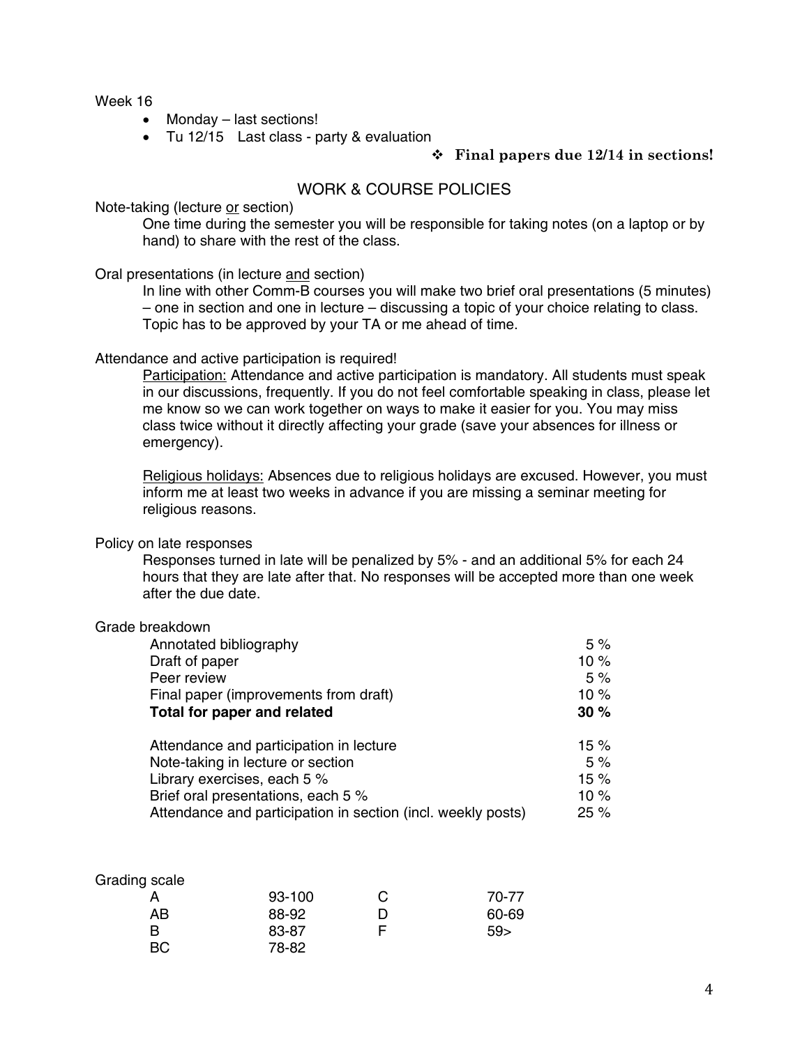Week 16

- Monday – last sections!
- Tu 12/15 Last class - party & evaluation

❖ **Final papers due 12/14 in sections!**

## WORK & COURSE POLICIES

Note-taking (lecture <u>or</u> section)

One time during the semester you will be responsible for taking notes (on a laptop or by hand) to share with the rest of the class.

Oral presentations (in lecture <u>and</u> section)

In line with other Comm-B courses you will make two brief oral presentations (5 minutes) – one in section and one in lecture – discussing a topic of your choice relating to class. Topic has to be approved by your TA or me ahead of time.

Attendance and active participation is required!

<u>Participation:</u> Attendance and active participation is mandatory. All students must speak in our discussions, frequently. If you do not feel comfortable speaking in class, please let me know so we can work together on ways to make it easier for you. You may miss class twice without it directly affecting your grade (save your absences for illness or emergency).

<u>Religious holidays:</u> Absences due to religious holidays are excused. However, you must inform me at least two weeks in advance if you are missing a seminar meeting for religious reasons.

Policy on late responses

Responses turned in late will be penalized by 5% - and an additional 5% for each 24 hours that they are late after that. No responses will be accepted more than one week after the due date.

Grade breakdown

| | |
|---|---|
| Annotated bibliography | 5 % |
| Draft of paper | 10 % |
| Peer review | 5 % |
| Final paper (improvements from draft) | 10 % |
| **Total for paper and related** | **30 %** |
| | |
| Attendance and participation in lecture | 15 % |
| Note-taking in lecture or section | 5 % |
| Library exercises, each 5 % | 15 % |
| Brief oral presentations, each 5 % | 10 % |
| Attendance and participation in section (incl. weekly posts) | 25 % |

Grading scale

| | | | |
|---|---|---|---|
| A | 93-100 | C | 70-77 |
| AB | 88-92 | D | 60-69 |
| B | 83-87 | F | 59> |
| BC | 78-82 | | |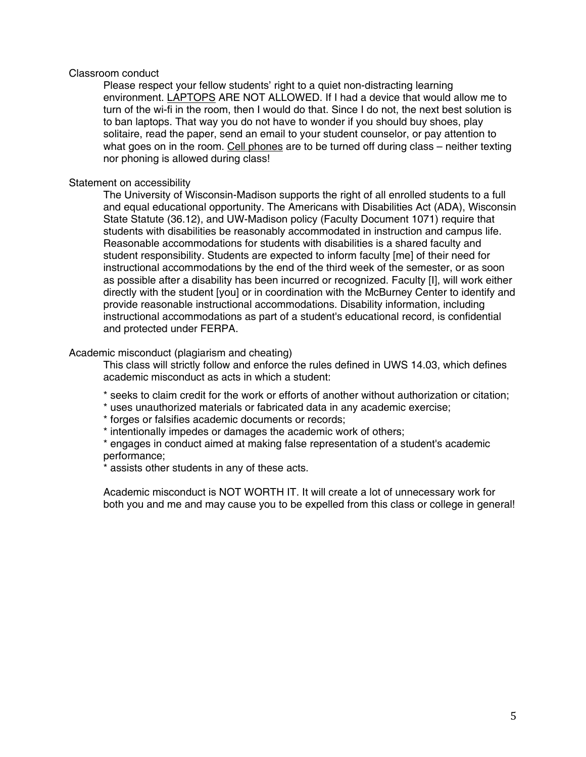## Classroom conduct

Please respect your fellow students' right to a quiet non-distracting learning environment. <u>LAPTOPS</u> ARE NOT ALLOWED. If I had a device that would allow me to turn of the wi-fi in the room, then I would do that. Since I do not, the next best solution is to ban laptops. That way you do not have to wonder if you should buy shoes, play solitaire, read the paper, send an email to your student counselor, or pay attention to what goes on in the room. <u>Cell phones</u> are to be turned off during class – neither texting nor phoning is allowed during class!

## Statement on accessibility

The University of Wisconsin-Madison supports the right of all enrolled students to a full and equal educational opportunity. The Americans with Disabilities Act (ADA), Wisconsin State Statute (36.12), and UW-Madison policy (Faculty Document 1071) require that students with disabilities be reasonably accommodated in instruction and campus life. Reasonable accommodations for students with disabilities is a shared faculty and student responsibility. Students are expected to inform faculty [me] of their need for instructional accommodations by the end of the third week of the semester, or as soon as possible after a disability has been incurred or recognized. Faculty [I], will work either directly with the student [you] or in coordination with the McBurney Center to identify and provide reasonable instructional accommodations. Disability information, including instructional accommodations as part of a student's educational record, is confidential and protected under FERPA.

## Academic misconduct (plagiarism and cheating)

This class will strictly follow and enforce the rules defined in UWS 14.03, which defines academic misconduct as acts in which a student:

* seeks to claim credit for the work or efforts of another without authorization or citation;
* uses unauthorized materials or fabricated data in any academic exercise;
* forges or falsifies academic documents or records;
* intentionally impedes or damages the academic work of others;
* engages in conduct aimed at making false representation of a student's academic performance;
* assists other students in any of these acts.

Academic misconduct is NOT WORTH IT. It will create a lot of unnecessary work for both you and me and may cause you to be expelled from this class or college in general!